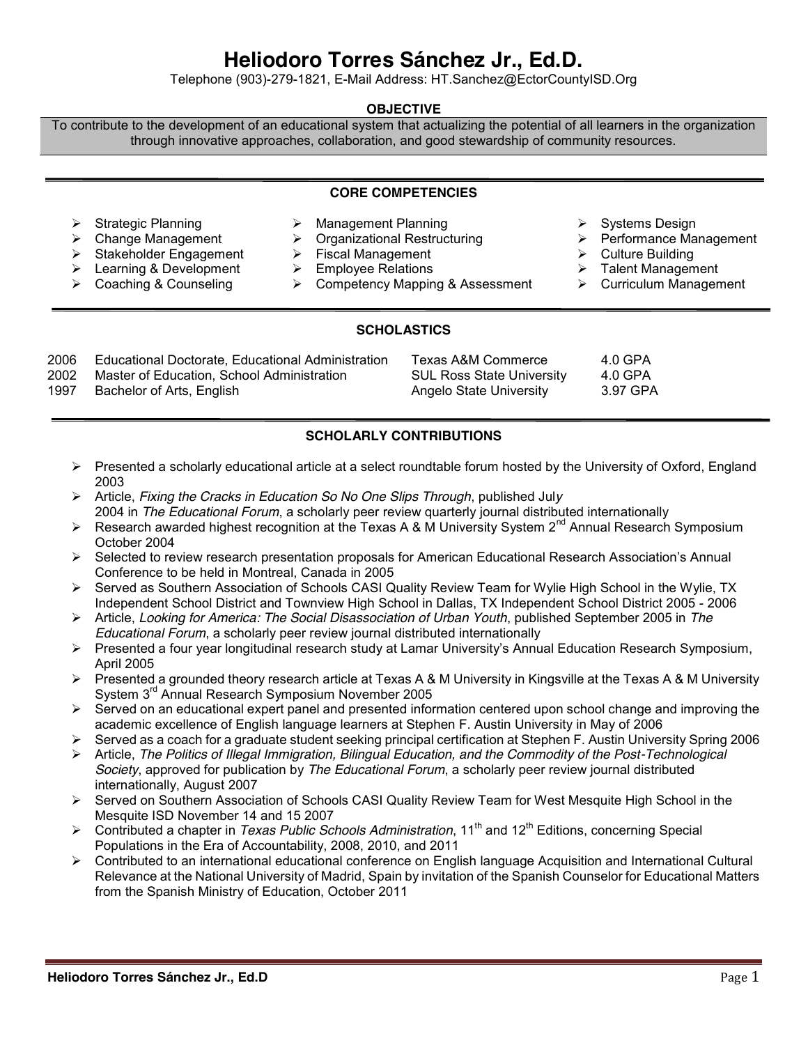# Heliodoro Torres Sánchez Jr., Ed.D.

Telephone (903)-279-1821, E-Mail Address: HT.Sanchez@EctorCountyISD.Org

## OBJECTIVE

To contribute to the development of an educational system that actualizing the potential of all learners in the organization through innovative approaches, collaboration, and good stewardship of community resources.

## CORE COMPETENCIES

- Strategic Planning
- Change Management
- Stakeholder Engagement
- Learning & Development
- Coaching & Counseling
- Management Planning
- Organizational Restructuring
- Fiscal Management
- Employee Relations
- Competency Mapping & Assessment
- Systems Design
- Performance Management
- Culture Building
- Talent Management
- Curriculum Management

## SCHOLASTICS

| | | | |
|---|---|---|---|
| 2006 | Educational Doctorate, Educational Administration | Texas A&M Commerce | 4.0 GPA |
| 2002 | Master of Education, School Administration | SUL Ross State University | 4.0 GPA |
| 1997 | Bachelor of Arts, English | Angelo State University | 3.97 GPA |

## SCHOLARLY CONTRIBUTIONS

- Presented a scholarly educational article at a select roundtable forum hosted by the University of Oxford, England 2003
- Article, *Fixing the Cracks in Education So No One Slips Through*, published July 2004 in *The Educational Forum*, a scholarly peer review quarterly journal distributed internationally
- Research awarded highest recognition at the Texas A & M University System 2nd Annual Research Symposium October 2004
- Selected to review research presentation proposals for American Educational Research Association's Annual Conference to be held in Montreal, Canada in 2005
- Served as Southern Association of Schools CASI Quality Review Team for Wylie High School in the Wylie, TX Independent School District and Townview High School in Dallas, TX Independent School District 2005 - 2006
- Article, *Looking for America: The Social Disassociation of Urban Youth*, published September 2005 in *The Educational Forum*, a scholarly peer review journal distributed internationally
- Presented a four year longitudinal research study at Lamar University's Annual Education Research Symposium, April 2005
- Presented a grounded theory research article at Texas A & M University in Kingsville at the Texas A & M University System 3rd Annual Research Symposium November 2005
- Served on an educational expert panel and presented information centered upon school change and improving the academic excellence of English language learners at Stephen F. Austin University in May of 2006
- Served as a coach for a graduate student seeking principal certification at Stephen F. Austin University Spring 2006
- Article, *The Politics of Illegal Immigration, Bilingual Education, and the Commodity of the Post-Technological Society*, approved for publication by *The Educational Forum*, a scholarly peer review journal distributed internationally, August 2007
- Served on Southern Association of Schools CASI Quality Review Team for West Mesquite High School in the Mesquite ISD November 14 and 15 2007
- Contributed a chapter in *Texas Public Schools Administration*, 11th and 12th Editions, concerning Special Populations in the Era of Accountability, 2008, 2010, and 2011
- Contributed to an international educational conference on English language Acquisition and International Cultural Relevance at the National University of Madrid, Spain by invitation of the Spanish Counselor for Educational Matters from the Spanish Ministry of Education, October 2011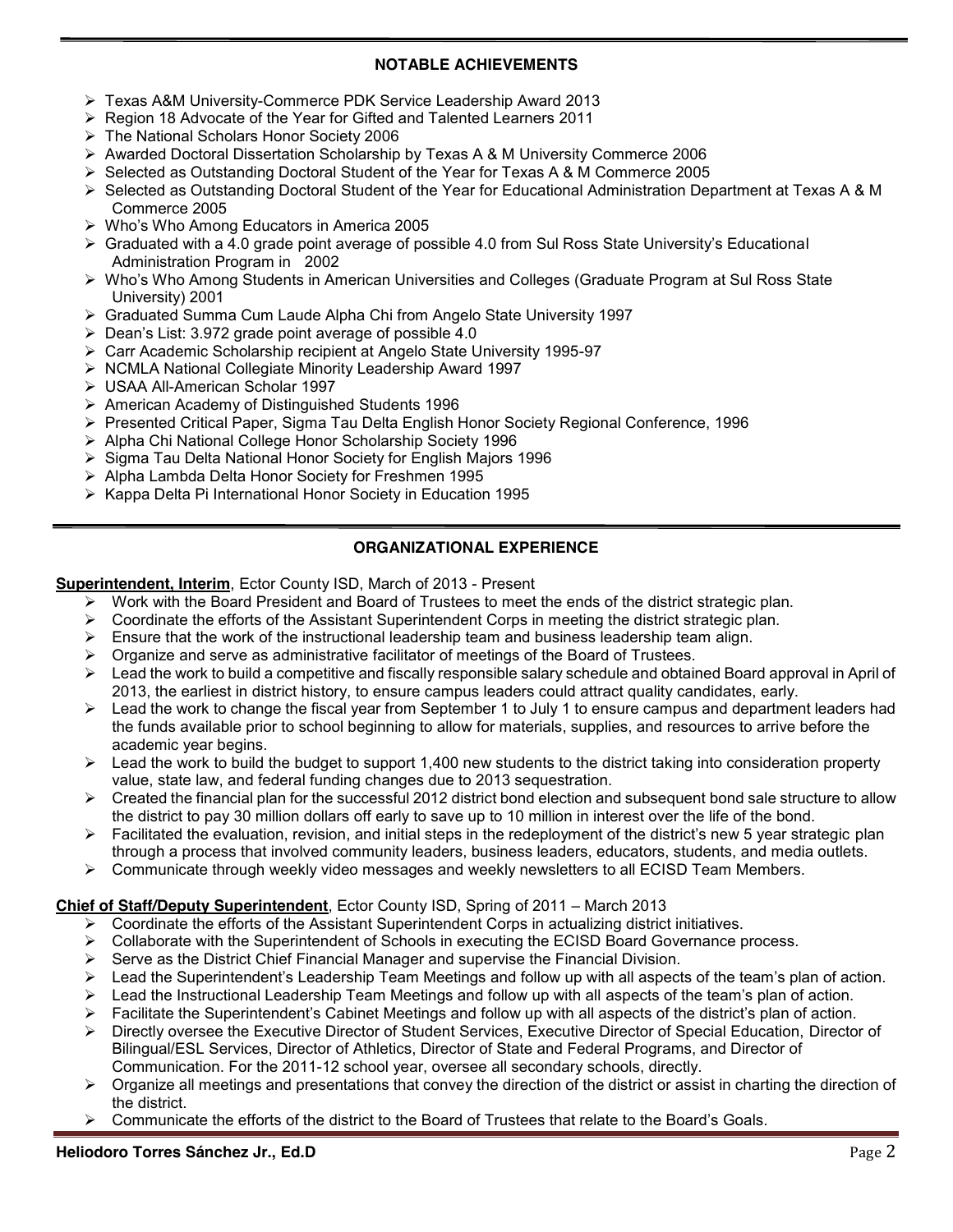## NOTABLE ACHIEVEMENTS

- Texas A&M University-Commerce PDK Service Leadership Award 2013
- Region 18 Advocate of the Year for Gifted and Talented Learners 2011
- The National Scholars Honor Society 2006
- Awarded Doctoral Dissertation Scholarship by Texas A & M University Commerce 2006
- Selected as Outstanding Doctoral Student of the Year for Texas A & M Commerce 2005
- Selected as Outstanding Doctoral Student of the Year for Educational Administration Department at Texas A & M Commerce 2005
- Who's Who Among Educators in America 2005
- Graduated with a 4.0 grade point average of possible 4.0 from Sul Ross State University's Educational Administration Program in 2002
- Who's Who Among Students in American Universities and Colleges (Graduate Program at Sul Ross State University) 2001
- Graduated Summa Cum Laude Alpha Chi from Angelo State University 1997
- Dean's List: 3.972 grade point average of possible 4.0
- Carr Academic Scholarship recipient at Angelo State University 1995-97
- NCMLA National Collegiate Minority Leadership Award 1997
- USAA All-American Scholar 1997
- American Academy of Distinguished Students 1996
- Presented Critical Paper, Sigma Tau Delta English Honor Society Regional Conference, 1996
- Alpha Chi National College Honor Scholarship Society 1996
- Sigma Tau Delta National Honor Society for English Majors 1996
- Alpha Lambda Delta Honor Society for Freshmen 1995
- Kappa Delta Pi International Honor Society in Education 1995

## ORGANIZATIONAL EXPERIENCE

**Superintendent, Interim**, Ector County ISD, March of 2013 - Present

- Work with the Board President and Board of Trustees to meet the ends of the district strategic plan.
- Coordinate the efforts of the Assistant Superintendent Corps in meeting the district strategic plan.
- Ensure that the work of the instructional leadership team and business leadership team align.
- Organize and serve as administrative facilitator of meetings of the Board of Trustees.
- Lead the work to build a competitive and fiscally responsible salary schedule and obtained Board approval in April of 2013, the earliest in district history, to ensure campus leaders could attract quality candidates, early.
- Lead the work to change the fiscal year from September 1 to July 1 to ensure campus and department leaders had the funds available prior to school beginning to allow for materials, supplies, and resources to arrive before the academic year begins.
- Lead the work to build the budget to support 1,400 new students to the district taking into consideration property value, state law, and federal funding changes due to 2013 sequestration.
- Created the financial plan for the successful 2012 district bond election and subsequent bond sale structure to allow the district to pay 30 million dollars off early to save up to 10 million in interest over the life of the bond.
- Facilitated the evaluation, revision, and initial steps in the redeployment of the district's new 5 year strategic plan through a process that involved community leaders, business leaders, educators, students, and media outlets.
- Communicate through weekly video messages and weekly newsletters to all ECISD Team Members.

**Chief of Staff/Deputy Superintendent**, Ector County ISD, Spring of 2011 – March 2013

- Coordinate the efforts of the Assistant Superintendent Corps in actualizing district initiatives.
- Collaborate with the Superintendent of Schools in executing the ECISD Board Governance process.
- Serve as the District Chief Financial Manager and supervise the Financial Division.
- Lead the Superintendent's Leadership Team Meetings and follow up with all aspects of the team's plan of action.
- Lead the Instructional Leadership Team Meetings and follow up with all aspects of the team's plan of action.
- Facilitate the Superintendent's Cabinet Meetings and follow up with all aspects of the district's plan of action.
- Directly oversee the Executive Director of Student Services, Executive Director of Special Education, Director of Bilingual/ESL Services, Director of Athletics, Director of State and Federal Programs, and Director of Communication. For the 2011-12 school year, oversee all secondary schools, directly.
- Organize all meetings and presentations that convey the direction of the district or assist in charting the direction of the district.
- Communicate the efforts of the district to the Board of Trustees that relate to the Board's Goals.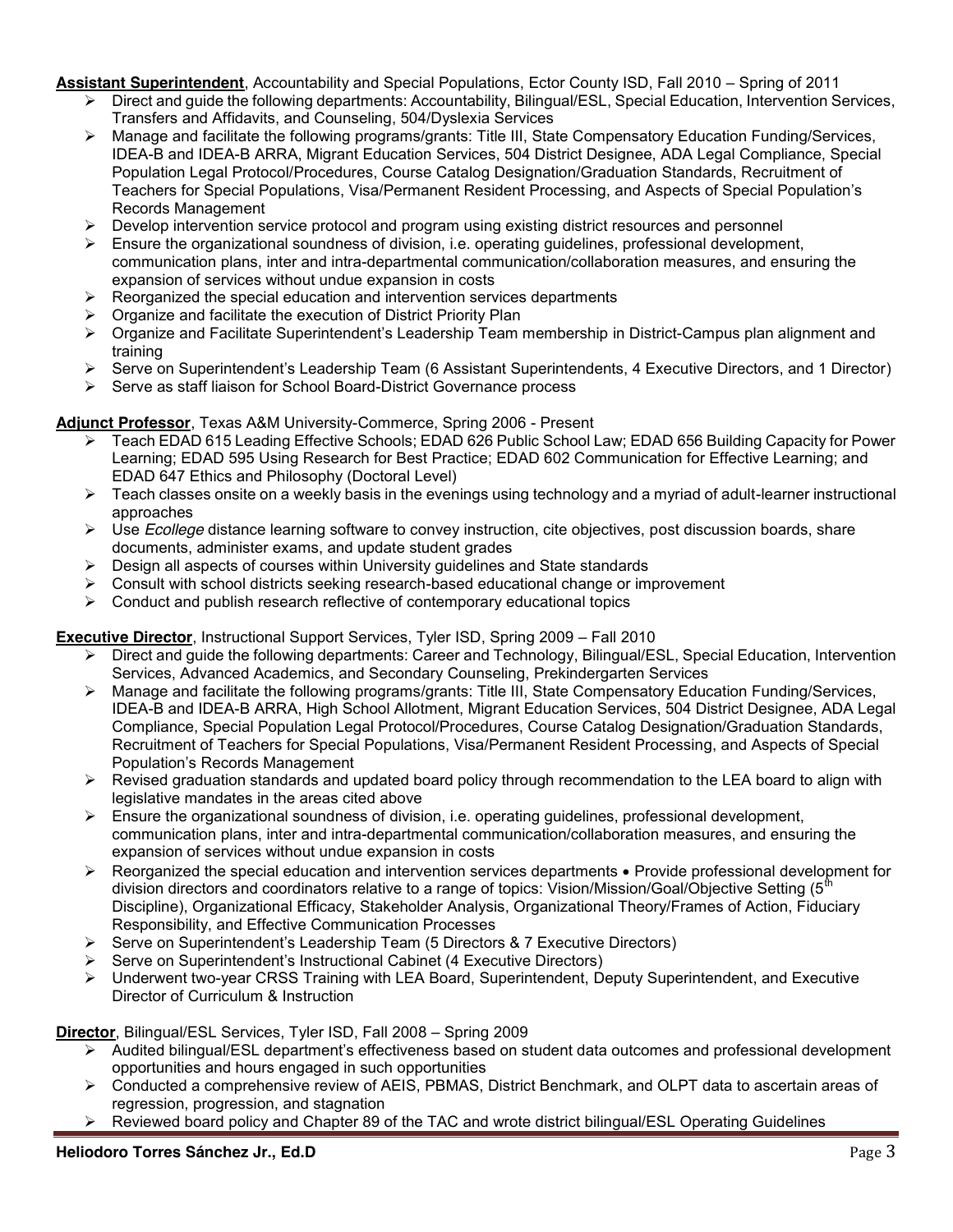**Assistant Superintendent**, Accountability and Special Populations, Ector County ISD, Fall 2010 – Spring of 2011

- Direct and guide the following departments: Accountability, Bilingual/ESL, Special Education, Intervention Services, Transfers and Affidavits, and Counseling, 504/Dyslexia Services
- Manage and facilitate the following programs/grants: Title III, State Compensatory Education Funding/Services, IDEA-B and IDEA-B ARRA, Migrant Education Services, 504 District Designee, ADA Legal Compliance, Special Population Legal Protocol/Procedures, Course Catalog Designation/Graduation Standards, Recruitment of Teachers for Special Populations, Visa/Permanent Resident Processing, and Aspects of Special Population's Records Management
- Develop intervention service protocol and program using existing district resources and personnel
- Ensure the organizational soundness of division, i.e. operating guidelines, professional development, communication plans, inter and intra-departmental communication/collaboration measures, and ensuring the expansion of services without undue expansion in costs
- Reorganized the special education and intervention services departments
- Organize and facilitate the execution of District Priority Plan
- Organize and Facilitate Superintendent's Leadership Team membership in District-Campus plan alignment and training
- Serve on Superintendent's Leadership Team (6 Assistant Superintendents, 4 Executive Directors, and 1 Director)
- Serve as staff liaison for School Board-District Governance process

**Adjunct Professor**, Texas A&M University-Commerce, Spring 2006 - Present

- Teach EDAD 615 Leading Effective Schools; EDAD 626 Public School Law; EDAD 656 Building Capacity for Power Learning; EDAD 595 Using Research for Best Practice; EDAD 602 Communication for Effective Learning; and EDAD 647 Ethics and Philosophy (Doctoral Level)
- Teach classes onsite on a weekly basis in the evenings using technology and a myriad of adult-learner instructional approaches
- Use *Ecollege* distance learning software to convey instruction, cite objectives, post discussion boards, share documents, administer exams, and update student grades
- Design all aspects of courses within University guidelines and State standards
- Consult with school districts seeking research-based educational change or improvement
- Conduct and publish research reflective of contemporary educational topics

**Executive Director**, Instructional Support Services, Tyler ISD, Spring 2009 – Fall 2010

- Direct and guide the following departments: Career and Technology, Bilingual/ESL, Special Education, Intervention Services, Advanced Academics, and Secondary Counseling, Prekindergarten Services
- Manage and facilitate the following programs/grants: Title III, State Compensatory Education Funding/Services, IDEA-B and IDEA-B ARRA, High School Allotment, Migrant Education Services, 504 District Designee, ADA Legal Compliance, Special Population Legal Protocol/Procedures, Course Catalog Designation/Graduation Standards, Recruitment of Teachers for Special Populations, Visa/Permanent Resident Processing, and Aspects of Special Population's Records Management
- Revised graduation standards and updated board policy through recommendation to the LEA board to align with legislative mandates in the areas cited above
- Ensure the organizational soundness of division, i.e. operating guidelines, professional development, communication plans, inter and intra-departmental communication/collaboration measures, and ensuring the expansion of services without undue expansion in costs
- Reorganized the special education and intervention services departments • Provide professional development for division directors and coordinators relative to a range of topics: Vision/Mission/Goal/Objective Setting (5th Discipline), Organizational Efficacy, Stakeholder Analysis, Organizational Theory/Frames of Action, Fiduciary Responsibility, and Effective Communication Processes
- Serve on Superintendent's Leadership Team (5 Directors & 7 Executive Directors)
- Serve on Superintendent's Instructional Cabinet (4 Executive Directors)
- Underwent two-year CRSS Training with LEA Board, Superintendent, Deputy Superintendent, and Executive Director of Curriculum & Instruction

**Director**, Bilingual/ESL Services, Tyler ISD, Fall 2008 – Spring 2009

- Audited bilingual/ESL department's effectiveness based on student data outcomes and professional development opportunities and hours engaged in such opportunities
- Conducted a comprehensive review of AEIS, PBMAS, District Benchmark, and OLPT data to ascertain areas of regression, progression, and stagnation
- Reviewed board policy and Chapter 89 of the TAC and wrote district bilingual/ESL Operating Guidelines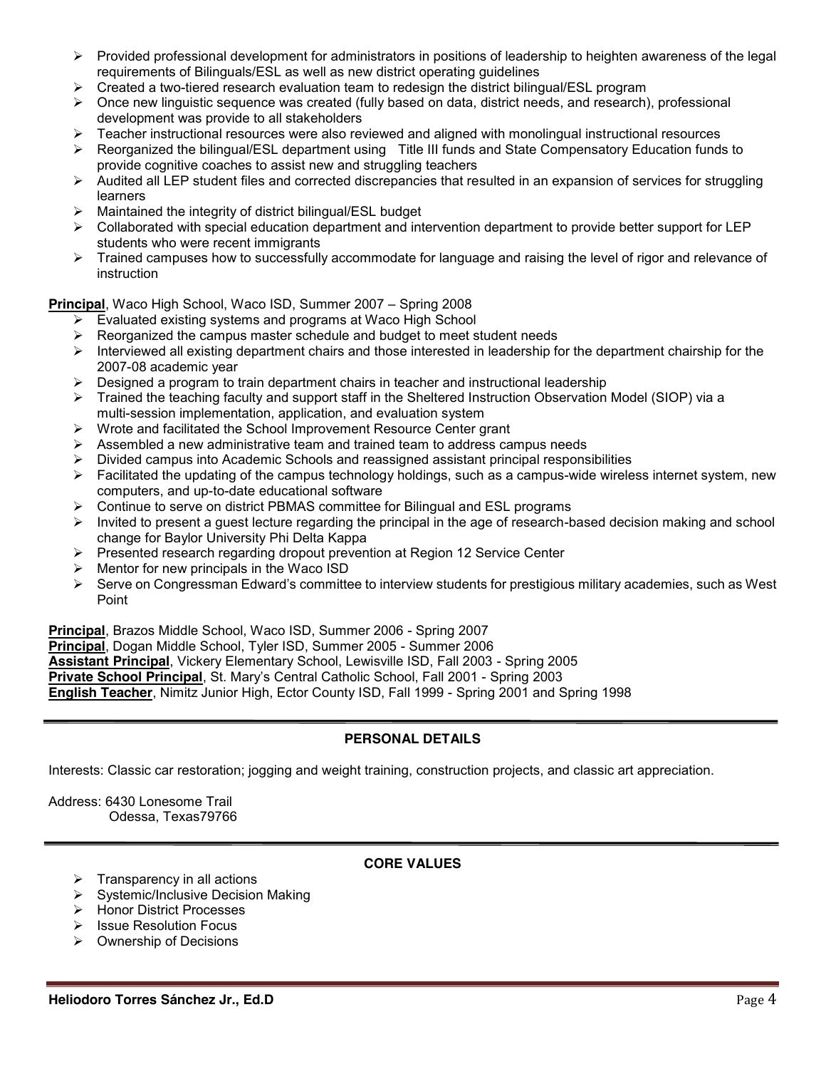- Provided professional development for administrators in positions of leadership to heighten awareness of the legal requirements of Bilinguals/ESL as well as new district operating guidelines
- Created a two-tiered research evaluation team to redesign the district bilingual/ESL program
- Once new linguistic sequence was created (fully based on data, district needs, and research), professional development was provide to all stakeholders
- Teacher instructional resources were also reviewed and aligned with monolingual instructional resources
- Reorganized the bilingual/ESL department using Title III funds and State Compensatory Education funds to provide cognitive coaches to assist new and struggling teachers
- Audited all LEP student files and corrected discrepancies that resulted in an expansion of services for struggling learners
- Maintained the integrity of district bilingual/ESL budget
- Collaborated with special education department and intervention department to provide better support for LEP students who were recent immigrants
- Trained campuses how to successfully accommodate for language and raising the level of rigor and relevance of instruction

**Principal**, Waco High School, Waco ISD, Summer 2007 – Spring 2008

- Evaluated existing systems and programs at Waco High School
- Reorganized the campus master schedule and budget to meet student needs
- Interviewed all existing department chairs and those interested in leadership for the department chairship for the 2007-08 academic year
- Designed a program to train department chairs in teacher and instructional leadership
- Trained the teaching faculty and support staff in the Sheltered Instruction Observation Model (SIOP) via a multi-session implementation, application, and evaluation system
- Wrote and facilitated the School Improvement Resource Center grant
- Assembled a new administrative team and trained team to address campus needs
- Divided campus into Academic Schools and reassigned assistant principal responsibilities
- Facilitated the updating of the campus technology holdings, such as a campus-wide wireless internet system, new computers, and up-to-date educational software
- Continue to serve on district PBMAS committee for Bilingual and ESL programs
- Invited to present a guest lecture regarding the principal in the age of research-based decision making and school change for Baylor University Phi Delta Kappa
- Presented research regarding dropout prevention at Region 12 Service Center
- Mentor for new principals in the Waco ISD
- Serve on Congressman Edward's committee to interview students for prestigious military academies, such as West Point

**Principal**, Brazos Middle School, Waco ISD, Summer 2006 - Spring 2007
**Principal**, Dogan Middle School, Tyler ISD, Summer 2005 - Summer 2006
**Assistant Principal**, Vickery Elementary School, Lewisville ISD, Fall 2003 - Spring 2005
**Private School Principal**, St. Mary's Central Catholic School, Fall 2001 - Spring 2003
**English Teacher**, Nimitz Junior High, Ector County ISD, Fall 1999 - Spring 2001 and Spring 1998

## PERSONAL DETAILS

Interests: Classic car restoration; jogging and weight training, construction projects, and classic art appreciation.

Address: 6430 Lonesome Trail
Odessa, Texas79766

## CORE VALUES

- Transparency in all actions
- Systemic/Inclusive Decision Making
- Honor District Processes
- Issue Resolution Focus
- Ownership of Decisions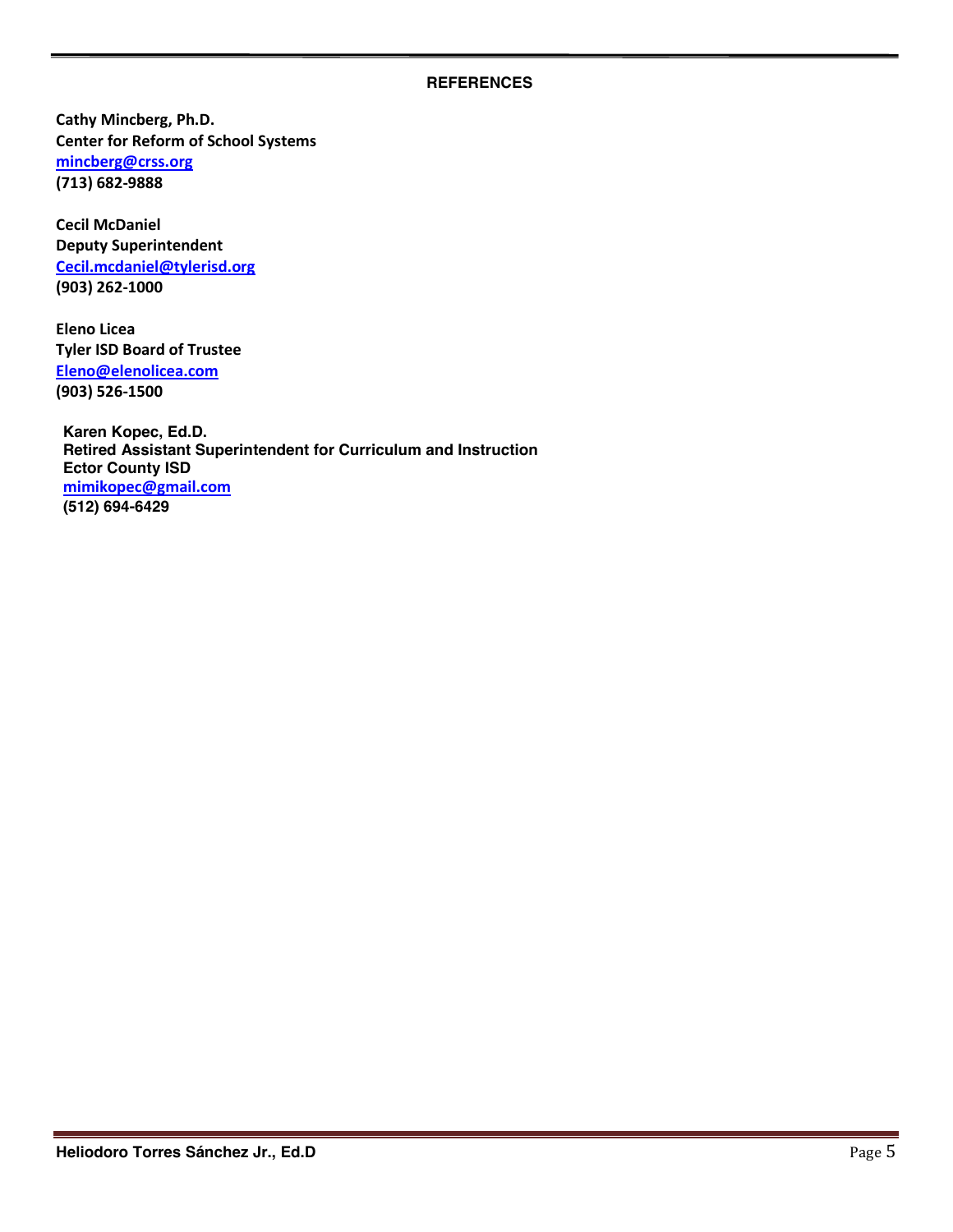## REFERENCES

**Cathy Mincberg, Ph.D.**
**Center for Reform of School Systems**
**mincberg@crss.org**
**(713) 682-9888**

**Cecil McDaniel**
**Deputy Superintendent**
**Cecil.mcdaniel@tylerisd.org**
**(903) 262-1000**

**Eleno Licea**
**Tyler ISD Board of Trustee**
**Eleno@elenolicea.com**
**(903) 526-1500**

**Karen Kopec, Ed.D.**
**Retired Assistant Superintendent for Curriculum and Instruction**
**Ector County ISD**
**mimikopec@gmail.com**
**(512) 694-6429**